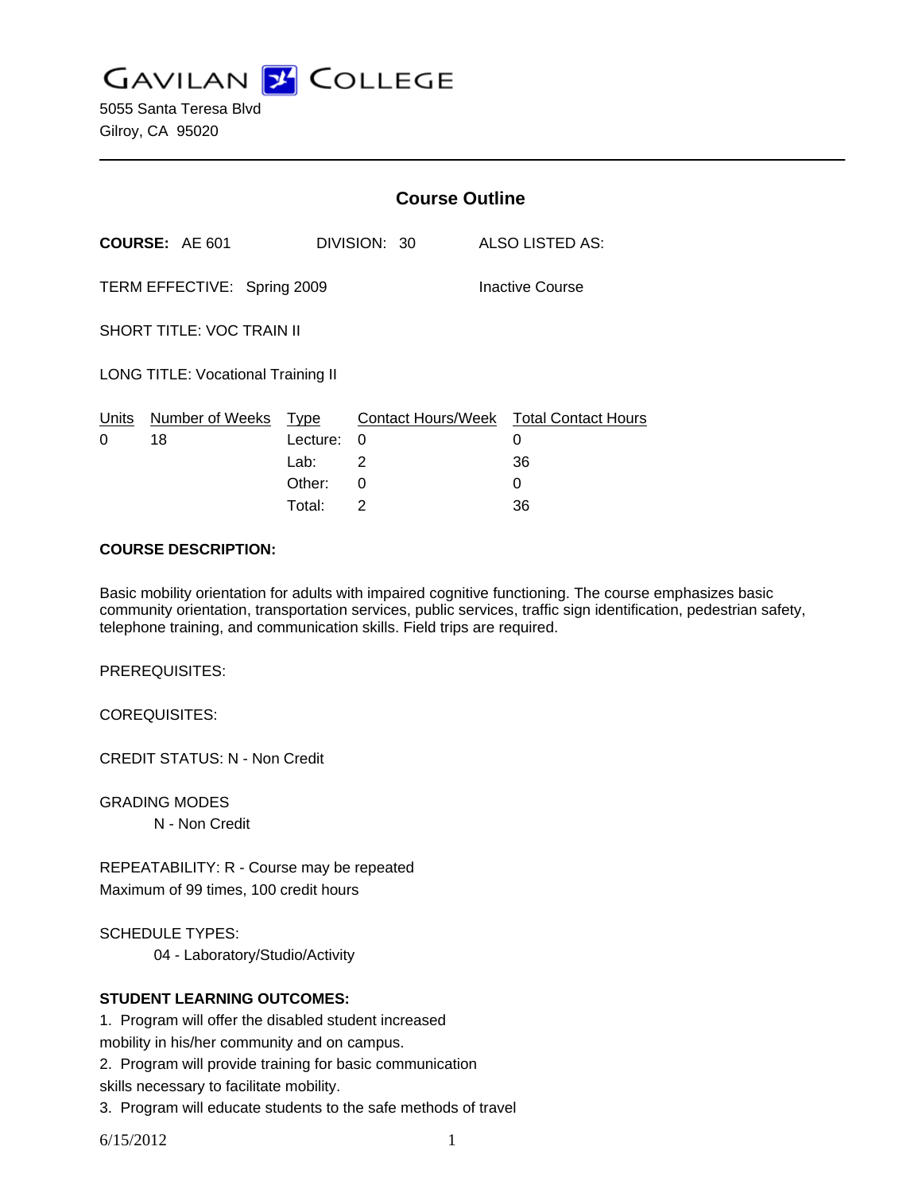# GAVILAN COLLEGE

5055 Santa Teresa Blvd
Gilroy, CA 95020

## Course Outline

**COURSE:** AE 601 DIVISION: 30 ALSO LISTED AS:

TERM EFFECTIVE: Spring 2009 Inactive Course

SHORT TITLE: VOC TRAIN II

LONG TITLE: Vocational Training II

| Units | Number of Weeks | Type | Contact Hours/Week | Total Contact Hours |
|---|---|---|---|---|
| 0 | 18 | Lecture: | 0 | 0 |
| | | Lab: | 2 | 36 |
| | | Other: | 0 | 0 |
| | | Total: | 2 | 36 |

**COURSE DESCRIPTION:**

Basic mobility orientation for adults with impaired cognitive functioning. The course emphasizes basic community orientation, transportation services, public services, traffic sign identification, pedestrian safety, telephone training, and communication skills. Field trips are required.

PREREQUISITES:

COREQUISITES:

CREDIT STATUS: N - Non Credit

GRADING MODES
N - Non Credit

REPEATABILITY: R - Course may be repeated
Maximum of 99 times, 100 credit hours

SCHEDULE TYPES:
04 - Laboratory/Studio/Activity

**STUDENT LEARNING OUTCOMES:**

1. Program will offer the disabled student increased mobility in his/her community and on campus.
2. Program will provide training for basic communication skills necessary to facilitate mobility.
3. Program will educate students to the safe methods of travel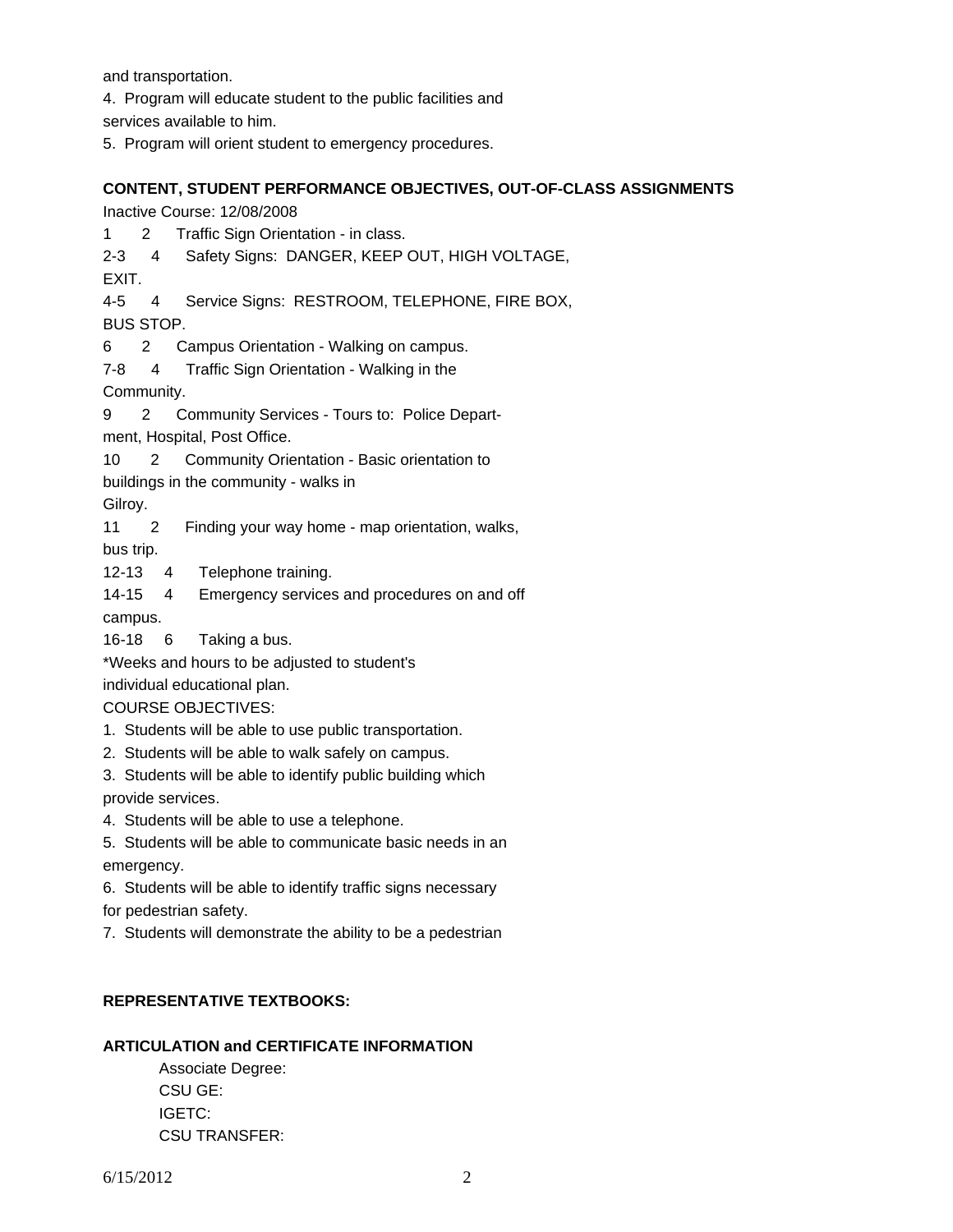and transportation.

4. Program will educate student to the public facilities and services available to him.

5. Program will orient student to emergency procedures.

**CONTENT, STUDENT PERFORMANCE OBJECTIVES, OUT-OF-CLASS ASSIGNMENTS**

Inactive Course: 12/08/2008

1 2 Traffic Sign Orientation - in class.

2-3 4 Safety Signs: DANGER, KEEP OUT, HIGH VOLTAGE, EXIT.

4-5 4 Service Signs: RESTROOM, TELEPHONE, FIRE BOX, BUS STOP.

6 2 Campus Orientation - Walking on campus.

7-8 4 Traffic Sign Orientation - Walking in the Community.

9 2 Community Services - Tours to: Police Department, Hospital, Post Office.

10 2 Community Orientation - Basic orientation to buildings in the community - walks in Gilroy.

11 2 Finding your way home - map orientation, walks, bus trip.

12-13 4 Telephone training.

14-15 4 Emergency services and procedures on and off campus.

16-18 6 Taking a bus.

*Weeks and hours to be adjusted to student's individual educational plan.

COURSE OBJECTIVES:

1. Students will be able to use public transportation.
2. Students will be able to walk safely on campus.
3. Students will be able to identify public building which provide services.
4. Students will be able to use a telephone.
5. Students will be able to communicate basic needs in an emergency.
6. Students will be able to identify traffic signs necessary for pedestrian safety.
7. Students will demonstrate the ability to be a pedestrian

**REPRESENTATIVE TEXTBOOKS:**

**ARTICULATION and CERTIFICATE INFORMATION**

Associate Degree:
CSU GE:
IGETC:
CSU TRANSFER: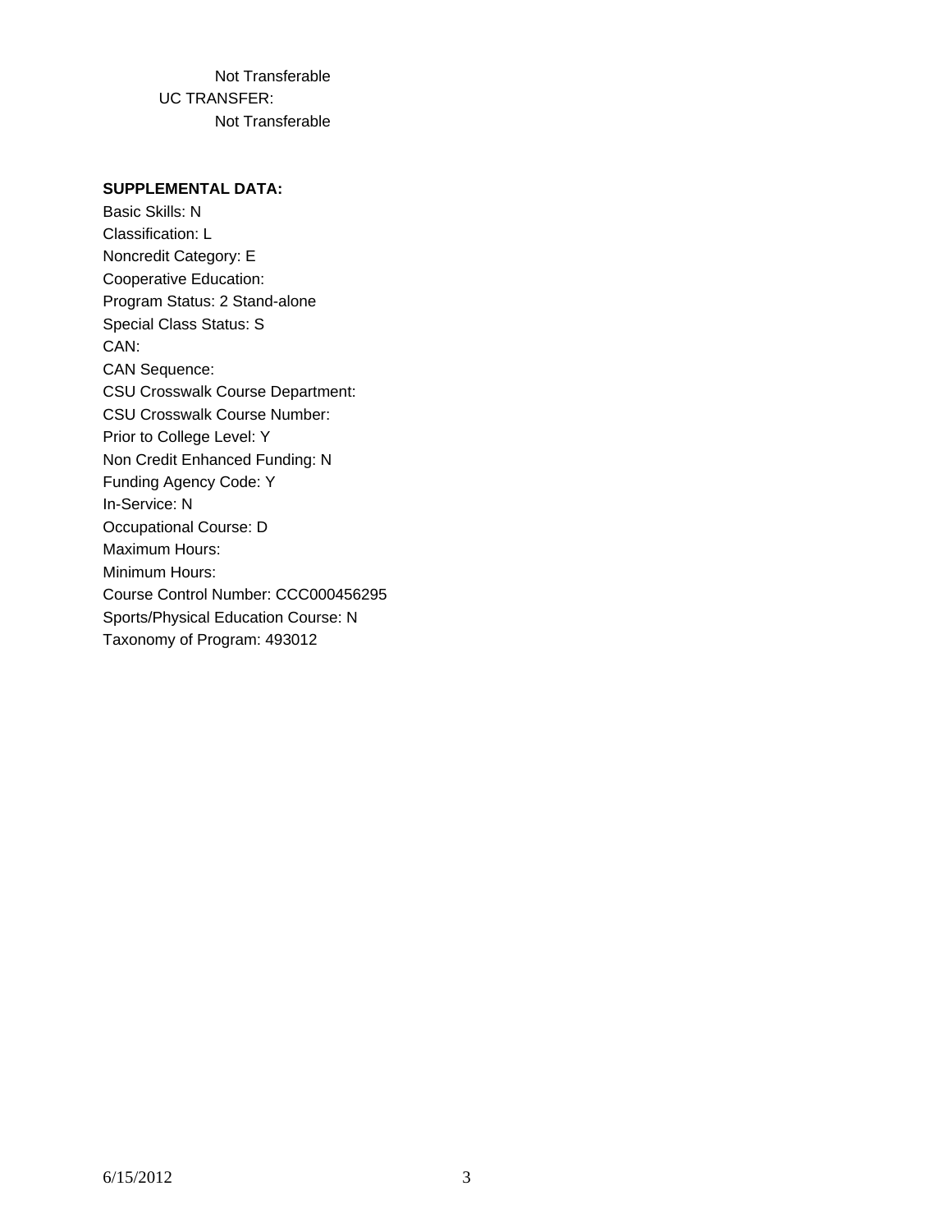Not Transferable

UC TRANSFER:

Not Transferable

**SUPPLEMENTAL DATA:**

Basic Skills: N
Classification: L
Noncredit Category: E
Cooperative Education:
Program Status: 2 Stand-alone
Special Class Status: S
CAN:
CAN Sequence:
CSU Crosswalk Course Department:
CSU Crosswalk Course Number:
Prior to College Level: Y
Non Credit Enhanced Funding: N
Funding Agency Code: Y
In-Service: N
Occupational Course: D
Maximum Hours:
Minimum Hours:
Course Control Number: CCC000456295
Sports/Physical Education Course: N
Taxonomy of Program: 493012